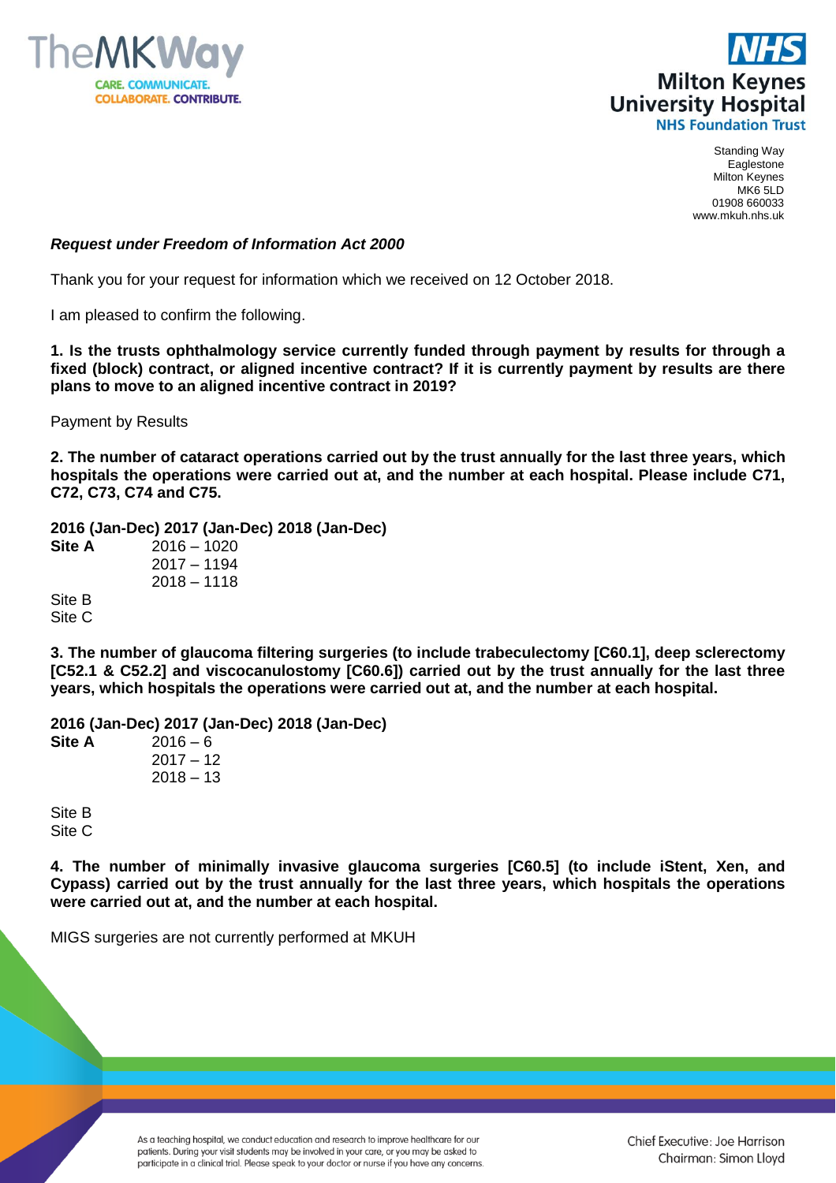TheMKWay
CARE. COMMUNICATE. COLLABORATE. CONTRIBUTE.

NHS
Milton Keynes University Hospital
NHS Foundation Trust

Standing Way
Eaglestone
Milton Keynes
MK6 5LD
01908 660033
www.mkuh.nhs.uk

***Request under Freedom of Information Act 2000***

Thank you for your request for information which we received on 12 October 2018.

I am pleased to confirm the following.

**1. Is the trusts ophthalmology service currently funded through payment by results for through a fixed (block) contract, or aligned incentive contract? If it is currently payment by results are there plans to move to an aligned incentive contract in 2019?**

Payment by Results

**2. The number of cataract operations carried out by the trust annually for the last three years, which hospitals the operations were carried out at, and the number at each hospital. Please include C71, C72, C73, C74 and C75.**

**2016 (Jan-Dec) 2017 (Jan-Dec) 2018 (Jan-Dec)**

**Site A** 2016 – 1020
2017 – 1194
2018 – 1118

Site B
Site C

**3. The number of glaucoma filtering surgeries (to include trabeculectomy [C60.1], deep sclerectomy [C52.1 & C52.2] and viscocanulostomy [C60.6]) carried out by the trust annually for the last three years, which hospitals the operations were carried out at, and the number at each hospital.**

**2016 (Jan-Dec) 2017 (Jan-Dec) 2018 (Jan-Dec)**

**Site A** 2016 – 6
2017 – 12
2018 – 13

Site B
Site C

**4. The number of minimally invasive glaucoma surgeries [C60.5] (to include iStent, Xen, and Cypass) carried out by the trust annually for the last three years, which hospitals the operations were carried out at, and the number at each hospital.**

MIGS surgeries are not currently performed at MKUH

As a teaching hospital, we conduct education and research to improve healthcare for our patients. During your visit students may be involved in your care, or you may be asked to participate in a clinical trial. Please speak to your doctor or nurse if you have any concerns.

Chief Executive: Joe Harrison
Chairman: Simon Lloyd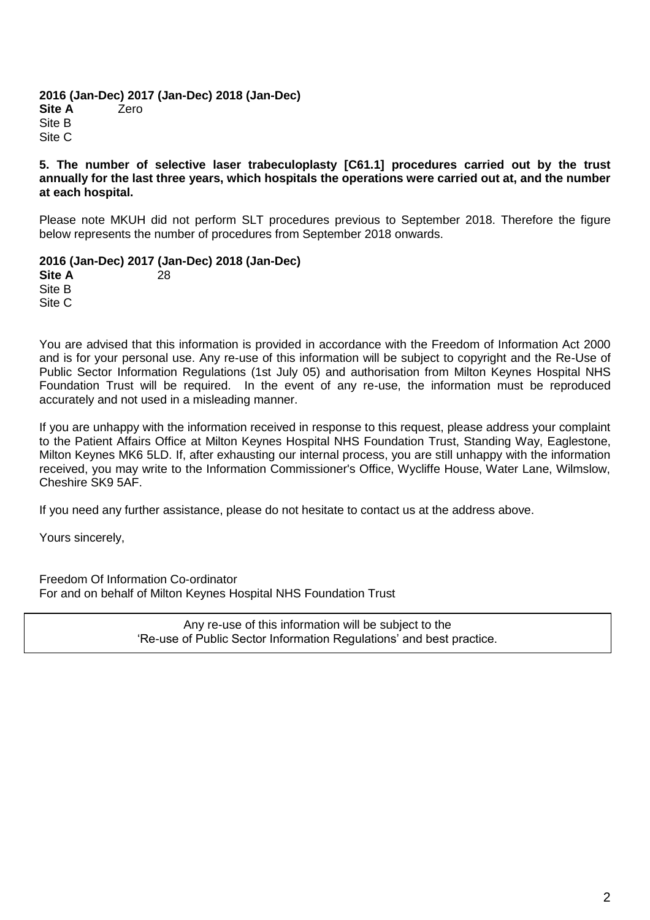**2016 (Jan-Dec) 2017 (Jan-Dec) 2018 (Jan-Dec)**
**Site A** Zero
Site B
Site C

**5. The number of selective laser trabeculoplasty [C61.1] procedures carried out by the trust annually for the last three years, which hospitals the operations were carried out at, and the number at each hospital.**

Please note MKUH did not perform SLT procedures previous to September 2018. Therefore the figure below represents the number of procedures from September 2018 onwards.

**2016 (Jan-Dec) 2017 (Jan-Dec) 2018 (Jan-Dec)**
**Site A** 28
Site B
Site C

You are advised that this information is provided in accordance with the Freedom of Information Act 2000 and is for your personal use. Any re-use of this information will be subject to copyright and the Re-Use of Public Sector Information Regulations (1st July 05) and authorisation from Milton Keynes Hospital NHS Foundation Trust will be required. In the event of any re-use, the information must be reproduced accurately and not used in a misleading manner.

If you are unhappy with the information received in response to this request, please address your complaint to the Patient Affairs Office at Milton Keynes Hospital NHS Foundation Trust, Standing Way, Eaglestone, Milton Keynes MK6 5LD. If, after exhausting our internal process, you are still unhappy with the information received, you may write to the Information Commissioner's Office, Wycliffe House, Water Lane, Wilmslow, Cheshire SK9 5AF.

If you need any further assistance, please do not hesitate to contact us at the address above.

Yours sincerely,

Freedom Of Information Co-ordinator
For and on behalf of Milton Keynes Hospital NHS Foundation Trust

Any re-use of this information will be subject to the
'Re-use of Public Sector Information Regulations' and best practice.